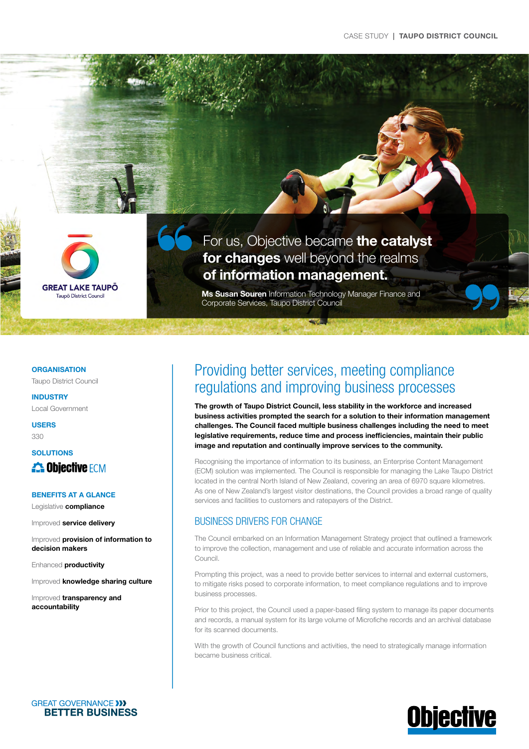> For us, Objective became **the catalyst for changes** well beyond the realms **of information management.**
>
> **Ms Susan Souren** Information Technology Manager Finance and Corporate Services, Taupo District Council

GREAT LAKE TAUPŌ
Taupō District Council

**ORGANISATION**
Taupo District Council

**INDUSTRY**
Local Government

**USERS**
330

**SOLUTIONS**
Objective ECM

**BENEFITS AT A GLANCE**

- Legislative **compliance**
- Improved **service delivery**
- Improved **provision of information to decision makers**
- Enhanced **productivity**
- Improved **knowledge sharing culture**
- Improved **transparency and accountability**

# Providing better services, meeting compliance regulations and improving business processes

**The growth of Taupo District Council, less stability in the workforce and increased business activities prompted the search for a solution to their information management challenges. The Council faced multiple business challenges including the need to meet legislative requirements, reduce time and process inefficiencies, maintain their public image and reputation and continually improve services to the community.**

Recognising the importance of information to its business, an Enterprise Content Management (ECM) solution was implemented. The Council is responsible for managing the Lake Taupo District located in the central North Island of New Zealand, covering an area of 6970 square kilometres. As one of New Zealand's largest visitor destinations, the Council provides a broad range of quality services and facilities to customers and ratepayers of the District.

## BUSINESS DRIVERS FOR CHANGE

The Council embarked on an Information Management Strategy project that outlined a framework to improve the collection, management and use of reliable and accurate information across the Council.

Prompting this project, was a need to provide better services to internal and external customers, to mitigate risks posed to corporate information, to meet compliance regulations and to improve business processes.

Prior to this project, the Council used a paper-based filing system to manage its paper documents and records, a manual system for its large volume of Microfiche records and an archival database for its scanned documents.

With the growth of Council functions and activities, the need to strategically manage information became business critical.

GREAT GOVERNANCE
**BETTER BUSINESS**

**Objective**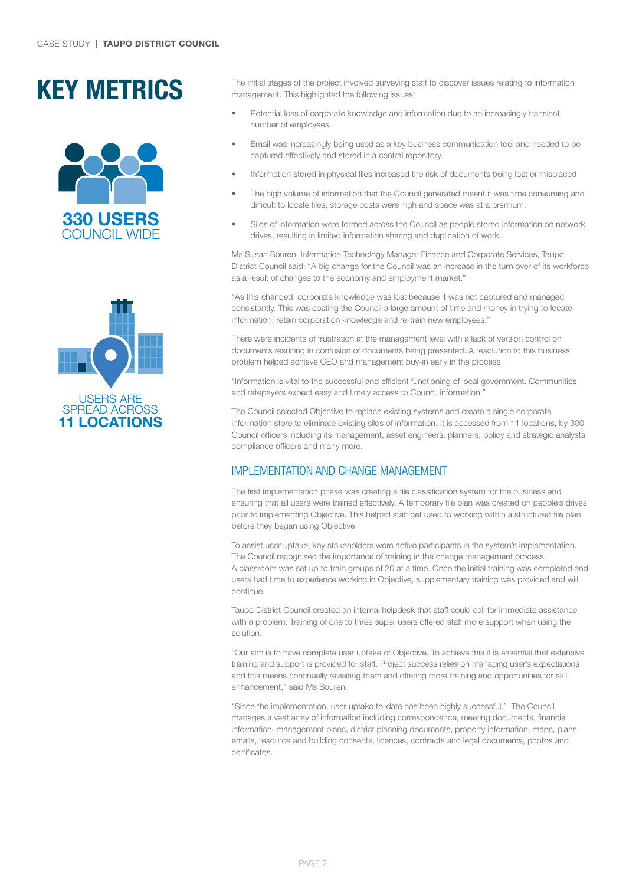# KEY METRICS

**330 USERS**
COUNCIL WIDE

USERS ARE SPREAD ACROSS
**11 LOCATIONS**

The initial stages of the project involved surveying staff to discover issues relating to information management. This highlighted the following issues:

- Potential loss of corporate knowledge and information due to an increasingly transient number of employees.
- Email was increasingly being used as a key business communication tool and needed to be captured effectively and stored in a central repository.
- Information stored in physical files increased the risk of documents being lost or misplaced
- The high volume of information that the Council generated meant it was time consuming and difficult to locate files, storage costs were high and space was at a premium.
- Silos of information were formed across the Council as people stored information on network drives, resulting in limited information sharing and duplication of work.

Ms Susan Souren, Information Technology Manager Finance and Corporate Services, Taupo District Council said: “A big change for the Council was an increase in the turn over of its workforce as a result of changes to the economy and employment market.”

“As this changed, corporate knowledge was lost because it was not captured and managed consistantly. This was costing the Council a large amount of time and money in trying to locate information, retain corporation knowledge and re-train new employees.”

There were incidents of frustration at the management level with a lack of version control on documents resulting in confusion of documents being presented. A resolution to this business problem helped achieve CEO and management buy-in early in the process.

“Information is vital to the successful and efficient functioning of local government. Communities and ratepayers expect easy and timely access to Council information.”

The Council selected Objective to replace existing systems and create a single corporate information store to eliminate existing silos of information. It is accessed from 11 locations, by 300 Council officers including its management, asset engineers, planners, policy and strategic analysts compliance officers and many more.

## IMPLEMENTATION AND CHANGE MANAGEMENT

The first implementation phase was creating a file classification system for the business and ensuring that all users were trained effectively. A temporary file plan was created on people’s drives prior to implementing Objective. This helped staff get used to working within a structured file plan before they began using Objective.

To assist user uptake, key stakeholders were active participants in the system’s implementation. The Council recognised the importance of training in the change management process. A classroom was set up to train groups of 20 at a time. Once the initial training was completed and users had time to experience working in Objective, supplementary training was provided and will continue.

Taupo District Council created an internal helpdesk that staff could call for immediate assistance with a problem. Training of one to three super users offered staff more support when using the solution.

“Our aim is to have complete user uptake of Objective. To achieve this it is essential that extensive training and support is provided for staff. Project success relies on managing user’s expectations and this means continually revisiting them and offering more training and opportunities for skill enhancement,” said Ms Souren.

“Since the implementation, user uptake to-date has been highly successful.” The Council manages a vast array of information including correspondence, meeting documents, financial information, management plans, district planning documents, property information, maps, plans, emails, resource and building consents, licences, contracts and legal documents, photos and certificates.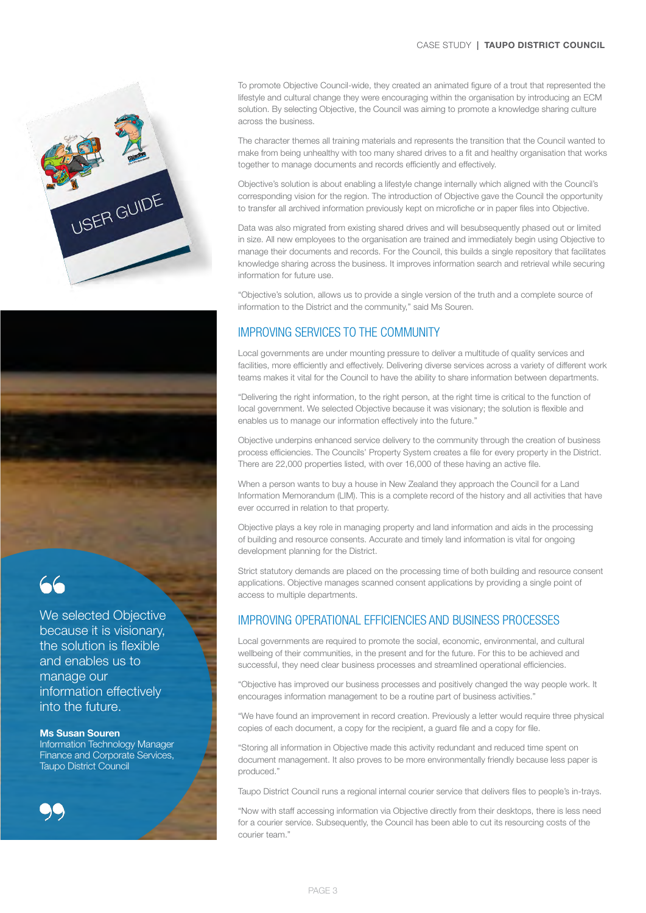To promote Objective Council-wide, they created an animated figure of a trout that represented the lifestyle and cultural change they were encouraging within the organisation by introducing an ECM solution. By selecting Objective, the Council was aiming to promote a knowledge sharing culture across the business.

The character themes all training materials and represents the transition that the Council wanted to make from being unhealthy with too many shared drives to a fit and healthy organisation that works together to manage documents and records efficiently and effectively.

Objective's solution is about enabling a lifestyle change internally which aligned with the Council's corresponding vision for the region. The introduction of Objective gave the Council the opportunity to transfer all archived information previously kept on microfiche or in paper files into Objective.

Data was also migrated from existing shared drives and will besubsequently phased out or limited in size. All new employees to the organisation are trained and immediately begin using Objective to manage their documents and records. For the Council, this builds a single repository that facilitates knowledge sharing across the business. It improves information search and retrieval while securing information for future use.

"Objective's solution, allows us to provide a single version of the truth and a complete source of information to the District and the community," said Ms Souren.

> We selected Objective because it is visionary, the solution is flexible and enables us to manage our information effectively into the future.
>
> **Ms Susan Souren**
> Information Technology Manager
> Finance and Corporate Services,
> Taupo District Council

## IMPROVING SERVICES TO THE COMMUNITY

Local governments are under mounting pressure to deliver a multitude of quality services and facilities, more efficiently and effectively. Delivering diverse services across a variety of different work teams makes it vital for the Council to have the ability to share information between departments.

"Delivering the right information, to the right person, at the right time is critical to the function of local government. We selected Objective because it was visionary; the solution is flexible and enables us to manage our information effectively into the future."

Objective underpins enhanced service delivery to the community through the creation of business process efficiencies. The Councils' Property System creates a file for every property in the District. There are 22,000 properties listed, with over 16,000 of these having an active file.

When a person wants to buy a house in New Zealand they approach the Council for a Land Information Memorandum (LIM). This is a complete record of the history and all activities that have ever occurred in relation to that property.

Objective plays a key role in managing property and land information and aids in the processing of building and resource consents. Accurate and timely land information is vital for ongoing development planning for the District.

Strict statutory demands are placed on the processing time of both building and resource consent applications. Objective manages scanned consent applications by providing a single point of access to multiple departments.

## IMPROVING OPERATIONAL EFFICIENCIES AND BUSINESS PROCESSES

Local governments are required to promote the social, economic, environmental, and cultural wellbeing of their communities, in the present and for the future. For this to be achieved and successful, they need clear business processes and streamlined operational efficiencies.

"Objective has improved our business processes and positively changed the way people work. It encourages information management to be a routine part of business activities."

"We have found an improvement in record creation. Previously a letter would require three physical copies of each document, a copy for the recipient, a guard file and a copy for file.

"Storing all information in Objective made this activity redundant and reduced time spent on document management. It also proves to be more environmentally friendly because less paper is produced."

Taupo District Council runs a regional internal courier service that delivers files to people's in-trays.

"Now with staff accessing information via Objective directly from their desktops, there is less need for a courier service. Subsequently, the Council has been able to cut its resourcing costs of the courier team."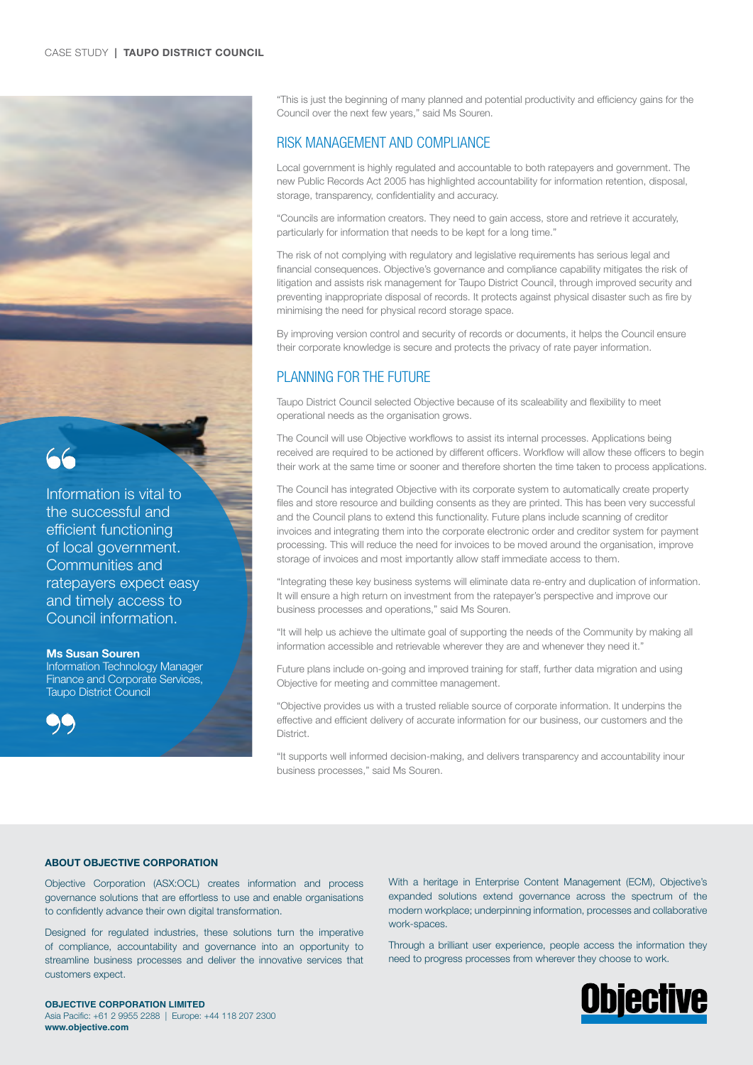> Information is vital to the successful and efficient functioning of local government. Communities and ratepayers expect easy and timely access to Council information.
>
> **Ms Susan Souren**
> Information Technology Manager
> Finance and Corporate Services,
> Taupo District Council

"This is just the beginning of many planned and potential productivity and efficiency gains for the Council over the next few years," said Ms Souren.

## RISK MANAGEMENT AND COMPLIANCE

Local government is highly regulated and accountable to both ratepayers and government. The new Public Records Act 2005 has highlighted accountability for information retention, disposal, storage, transparency, confidentiality and accuracy.

"Councils are information creators. They need to gain access, store and retrieve it accurately, particularly for information that needs to be kept for a long time."

The risk of not complying with regulatory and legislative requirements has serious legal and financial consequences. Objective's governance and compliance capability mitigates the risk of litigation and assists risk management for Taupo District Council, through improved security and preventing inappropriate disposal of records. It protects against physical disaster such as fire by minimising the need for physical record storage space.

By improving version control and security of records or documents, it helps the Council ensure their corporate knowledge is secure and protects the privacy of rate payer information.

## PLANNING FOR THE FUTURE

Taupo District Council selected Objective because of its scaleability and flexibility to meet operational needs as the organisation grows.

The Council will use Objective workflows to assist its internal processes. Applications being received are required to be actioned by different officers. Workflow will allow these officers to begin their work at the same time or sooner and therefore shorten the time taken to process applications.

The Council has integrated Objective with its corporate system to automatically create property files and store resource and building consents as they are printed. This has been very successful and the Council plans to extend this functionality. Future plans include scanning of creditor invoices and integrating them into the corporate electronic order and creditor system for payment processing. This will reduce the need for invoices to be moved around the organisation, improve storage of invoices and most importantly allow staff immediate access to them.

"Integrating these key business systems will eliminate data re-entry and duplication of information. It will ensure a high return on investment from the ratepayer's perspective and improve our business processes and operations," said Ms Souren.

"It will help us achieve the ultimate goal of supporting the needs of the Community by making all information accessible and retrievable wherever they are and whenever they need it."

Future plans include on-going and improved training for staff, further data migration and using Objective for meeting and committee management.

"Objective provides us with a trusted reliable source of corporate information. It underpins the effective and efficient delivery of accurate information for our business, our customers and the District.

"It supports well informed decision-making, and delivers transparency and accountability inour business processes," said Ms Souren.

### ABOUT OBJECTIVE CORPORATION

Objective Corporation (ASX:OCL) creates information and process governance solutions that are effortless to use and enable organisations to confidently advance their own digital transformation.

Designed for regulated industries, these solutions turn the imperative of compliance, accountability and governance into an opportunity to streamline business processes and deliver the innovative services that customers expect.

With a heritage in Enterprise Content Management (ECM), Objective's expanded solutions extend governance across the spectrum of the modern workplace; underpinning information, processes and collaborative work-spaces.

Through a brilliant user experience, people access the information they need to progress processes from wherever they choose to work.

**OBJECTIVE CORPORATION LIMITED**
Asia Pacific: +61 2 9955 2288 | Europe: +44 118 207 2300
**www.objective.com**

Objective